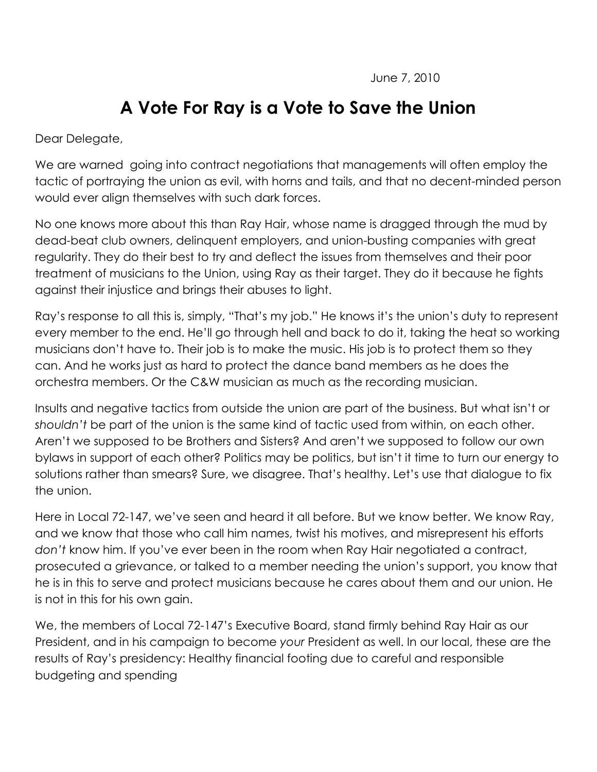June 7, 2010

# A Vote For Ray is a Vote to Save the Union

Dear Delegate,

We are warned going into contract negotiations that managements will often employ the tactic of portraying the union as evil, with horns and tails, and that no decent-minded person would ever align themselves with such dark forces.

No one knows more about this than Ray Hair, whose name is dragged through the mud by dead-beat club owners, delinquent employers, and union-busting companies with great regularity. They do their best to try and deflect the issues from themselves and their poor treatment of musicians to the Union, using Ray as their target. They do it because he fights against their injustice and brings their abuses to light.

Ray's response to all this is, simply, "That's my job." He knows it's the union's duty to represent every member to the end. He'll go through hell and back to do it, taking the heat so working musicians don't have to. Their job is to make the music. His job is to protect them so they can. And he works just as hard to protect the dance band members as he does the orchestra members. Or the C&W musician as much as the recording musician.

Insults and negative tactics from outside the union are part of the business. But what isn't or *shouldn't* be part of the union is the same kind of tactic used from within, on each other. Aren't we supposed to be Brothers and Sisters? And aren't we supposed to follow our own bylaws in support of each other? Politics may be politics, but isn't it time to turn our energy to solutions rather than smears? Sure, we disagree. That's healthy. Let's use that dialogue to fix the union.

Here in Local 72-147, we've seen and heard it all before. But we know better. We know Ray, and we know that those who call him names, twist his motives, and misrepresent his efforts *don't* know him. If you've ever been in the room when Ray Hair negotiated a contract, prosecuted a grievance, or talked to a member needing the union's support, you know that he is in this to serve and protect musicians because he cares about them and our union. He is not in this for his own gain.

We, the members of Local 72-147's Executive Board, stand firmly behind Ray Hair as our President, and in his campaign to become *your* President as well. In our local, these are the results of Ray's presidency: Healthy financial footing due to careful and responsible budgeting and spending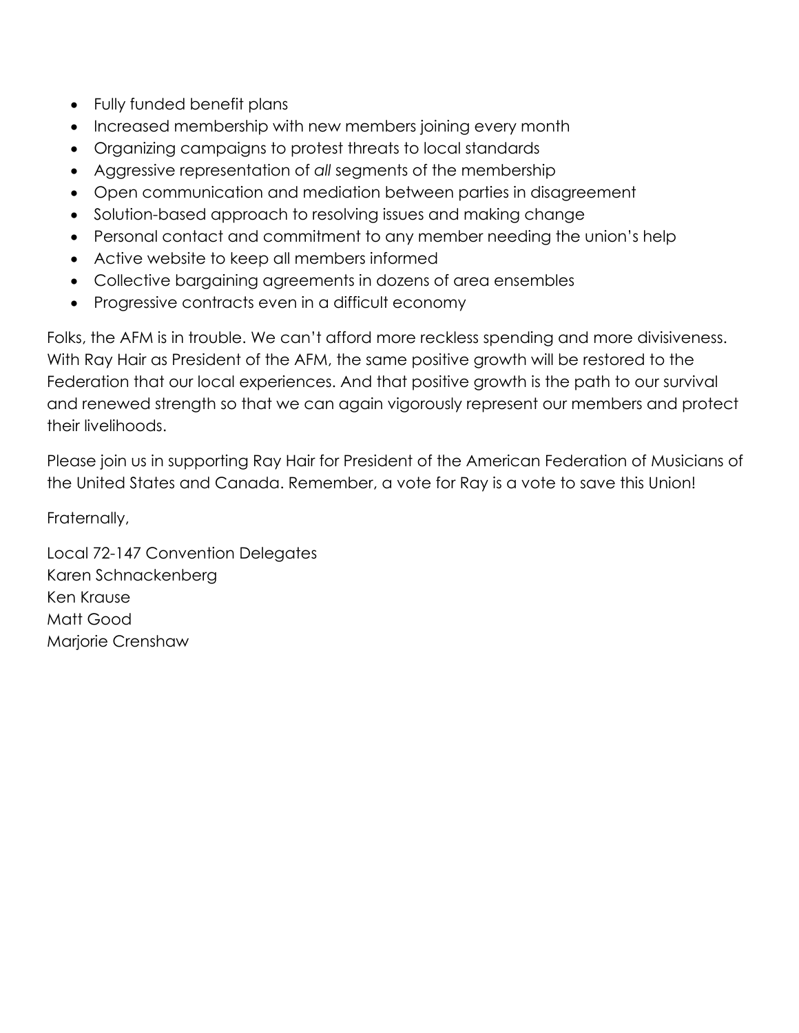- Fully funded benefit plans
- Increased membership with new members joining every month
- Organizing campaigns to protest threats to local standards
- Aggressive representation of *all* segments of the membership
- Open communication and mediation between parties in disagreement
- Solution-based approach to resolving issues and making change
- Personal contact and commitment to any member needing the union's help
- Active website to keep all members informed
- Collective bargaining agreements in dozens of area ensembles
- Progressive contracts even in a difficult economy

Folks, the AFM is in trouble. We can't afford more reckless spending and more divisiveness. With Ray Hair as President of the AFM, the same positive growth will be restored to the Federation that our local experiences. And that positive growth is the path to our survival and renewed strength so that we can again vigorously represent our members and protect their livelihoods.

Please join us in supporting Ray Hair for President of the American Federation of Musicians of the United States and Canada. Remember, a vote for Ray is a vote to save this Union!

Fraternally,

Local 72-147 Convention Delegates
Karen Schnackenberg
Ken Krause
Matt Good
Marjorie Crenshaw